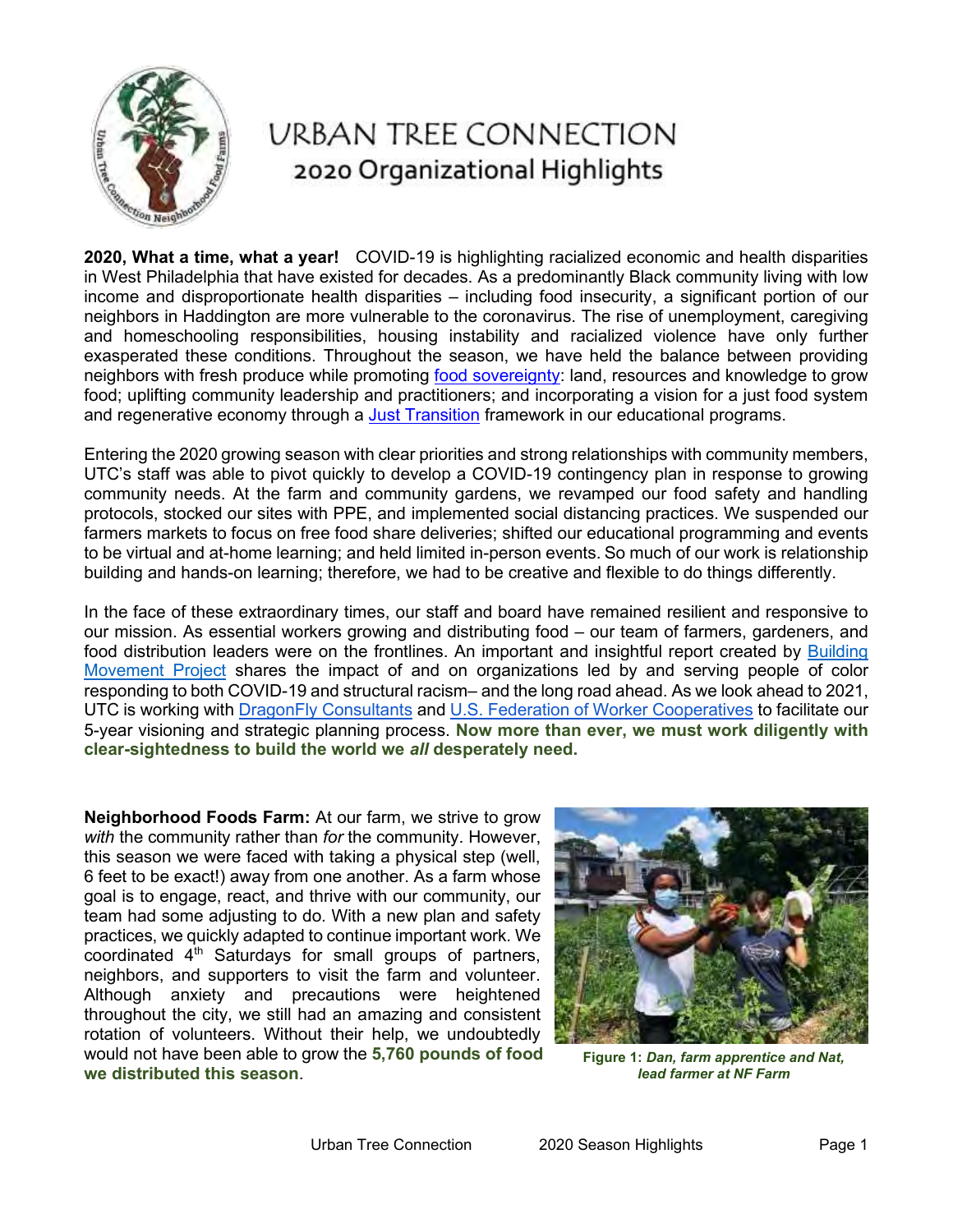# URBAN TREE CONNECTION

## 2020 Organizational Highlights

**2020, What a time, what a year!** COVID-19 is highlighting racialized economic and health disparities in West Philadelphia that have existed for decades. As a predominantly Black community living with low income and disproportionate health disparities – including food insecurity, a significant portion of our neighbors in Haddington are more vulnerable to the coronavirus. The rise of unemployment, caregiving and homeschooling responsibilities, housing instability and racialized violence have only further exasperated these conditions. Throughout the season, we have held the balance between providing neighbors with fresh produce while promoting food sovereignty: land, resources and knowledge to grow food; uplifting community leadership and practitioners; and incorporating a vision for a just food system and regenerative economy through a Just Transition framework in our educational programs.

Entering the 2020 growing season with clear priorities and strong relationships with community members, UTC's staff was able to pivot quickly to develop a COVID-19 contingency plan in response to growing community needs. At the farm and community gardens, we revamped our food safety and handling protocols, stocked our sites with PPE, and implemented social distancing practices. We suspended our farmers markets to focus on free food share deliveries; shifted our educational programming and events to be virtual and at-home learning; and held limited in-person events. So much of our work is relationship building and hands-on learning; therefore, we had to be creative and flexible to do things differently.

In the face of these extraordinary times, our staff and board have remained resilient and responsive to our mission. As essential workers growing and distributing food – our team of farmers, gardeners, and food distribution leaders were on the frontlines. An important and insightful report created by Building Movement Project shares the impact of and on organizations led by and serving people of color responding to both COVID-19 and structural racism– and the long road ahead. As we look ahead to 2021, UTC is working with DragonFly Consultants and U.S. Federation of Worker Cooperatives to facilitate our 5-year visioning and strategic planning process. **Now more than ever, we must work diligently with clear-sightedness to build the world we *all* desperately need.**

**Neighborhood Foods Farm:** At our farm, we strive to grow *with* the community rather than *for* the community. However, this season we were faced with taking a physical step (well, 6 feet to be exact!) away from one another. As a farm whose goal is to engage, react, and thrive with our community, our team had some adjusting to do. With a new plan and safety practices, we quickly adapted to continue important work. We coordinated 4th Saturdays for small groups of partners, neighbors, and supporters to visit the farm and volunteer. Although anxiety and precautions were heightened throughout the city, we still had an amazing and consistent rotation of volunteers. Without their help, we undoubtedly would not have been able to grow the **5,760 pounds of food we distributed this season**.

**Figure 1:** ***Dan, farm apprentice and Nat, lead farmer at NF Farm***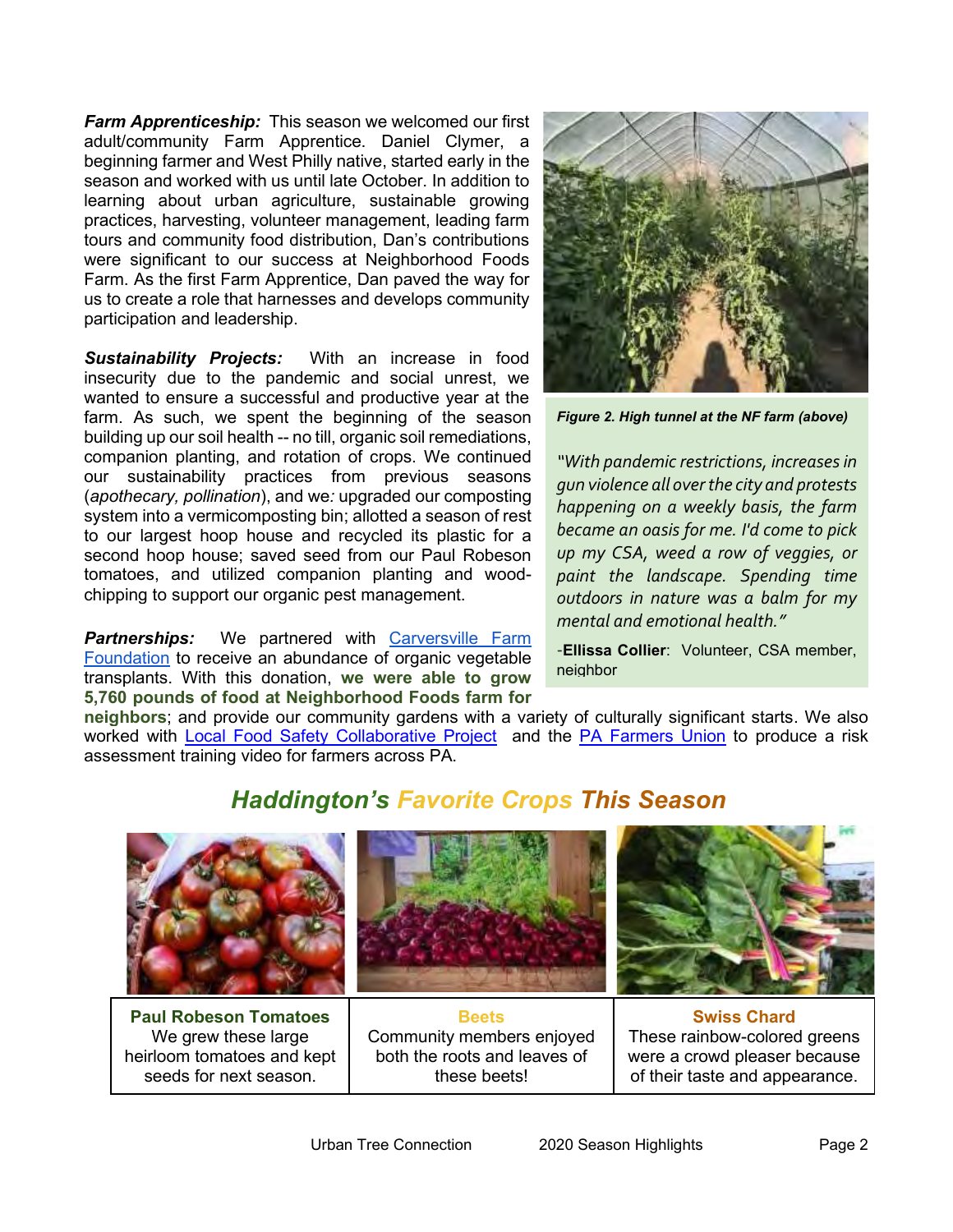**Farm Apprenticeship:** This season we welcomed our first adult/community Farm Apprentice. Daniel Clymer, a beginning farmer and West Philly native, started early in the season and worked with us until late October. In addition to learning about urban agriculture, sustainable growing practices, harvesting, volunteer management, leading farm tours and community food distribution, Dan's contributions were significant to our success at Neighborhood Foods Farm. As the first Farm Apprentice, Dan paved the way for us to create a role that harnesses and develops community participation and leadership.

**Sustainability Projects:** With an increase in food insecurity due to the pandemic and social unrest, we wanted to ensure a successful and productive year at the farm. As such, we spent the beginning of the season building up our soil health -- no till, organic soil remediations, companion planting, and rotation of crops. We continued our sustainability practices from previous seasons (*apothecary, pollination*), and we*:* upgraded our composting system into a vermicomposting bin; allotted a season of rest to our largest hoop house and recycled its plastic for a second hoop house; saved seed from our Paul Robeson tomatoes, and utilized companion planting and wood-chipping to support our organic pest management.

**Partnerships:** We partnered with [Carversville Farm Foundation] to receive an abundance of organic vegetable transplants. With this donation, **we were able to grow 5,760 pounds of food at Neighborhood Foods farm for neighbors**; and provide our community gardens with a variety of culturally significant starts. We also worked with [Local Food Safety Collaborative Project] and the [PA Farmers Union] to produce a risk assessment training video for farmers across PA.

***Figure 2. High tunnel at the NF farm (above)***

*"With pandemic restrictions, increases in gun violence all over the city and protests happening on a weekly basis, the farm became an oasis for me. I'd come to pick up my CSA, weed a row of veggies, or paint the landscape. Spending time outdoors in nature was a balm for my mental and emotional health."*

-**Ellissa Collier**: Volunteer, CSA member, neighbor

## Haddington's Favorite Crops This Season

| **Paul Robeson Tomatoes** | **Beets** | **Swiss Chard** |
|---|---|---|
| We grew these large heirloom tomatoes and kept seeds for next season. | Community members enjoyed both the roots and leaves of these beets! | These rainbow-colored greens were a crowd pleaser because of their taste and appearance. |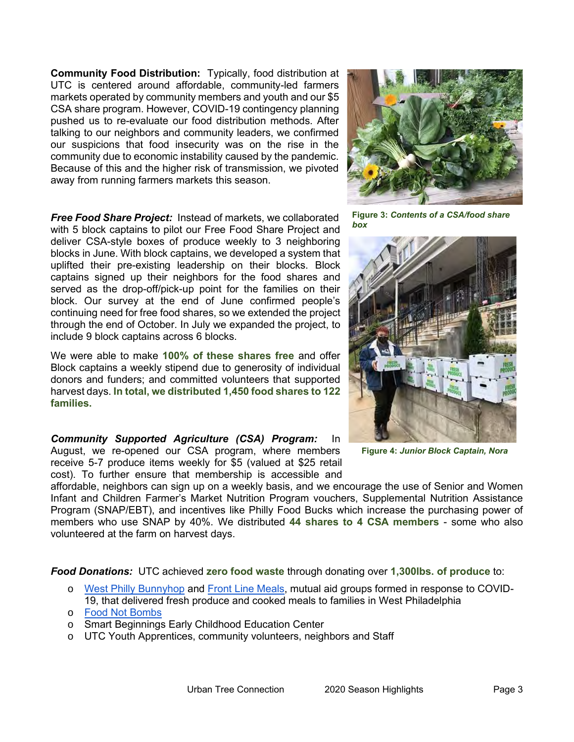**Community Food Distribution:** Typically, food distribution at UTC is centered around affordable, community-led farmers markets operated by community members and youth and our $5 CSA share program. However, COVID-19 contingency planning pushed us to re-evaluate our food distribution methods. After talking to our neighbors and community leaders, we confirmed our suspicions that food insecurity was on the rise in the community due to economic instability caused by the pandemic. Because of this and the higher risk of transmission, we pivoted away from running farmers markets this season.

**Figure 3:** ***Contents of a CSA/food share box***

***Free Food Share Project:*** Instead of markets, we collaborated with 5 block captains to pilot our Free Food Share Project and deliver CSA-style boxes of produce weekly to 3 neighboring blocks in June. With block captains, we developed a system that uplifted their pre-existing leadership on their blocks. Block captains signed up their neighbors for the food shares and served as the drop-off/pick-up point for the families on their block. Our survey at the end of June confirmed people's continuing need for free food shares, so we extended the project through the end of October. In July we expanded the project, to include 9 block captains across 6 blocks.

We were able to make **100% of these shares free** and offer Block captains a weekly stipend due to generosity of individual donors and funders; and committed volunteers that supported harvest days. **In total, we distributed 1,450 food shares to 122 families.**

**Figure 4:** ***Junior Block Captain, Nora***

***Community Supported Agriculture (CSA) Program:*** In August, we re-opened our CSA program, where members receive 5-7 produce items weekly for $5 (valued at $25 retail cost). To further ensure that membership is accessible and affordable, neighbors can sign up on a weekly basis, and we encourage the use of Senior and Women Infant and Children Farmer's Market Nutrition Program vouchers, Supplemental Nutrition Assistance Program (SNAP/EBT), and incentives like Philly Food Bucks which increase the purchasing power of members who use SNAP by 40%. We distributed **44 shares to 4 CSA members** - some who also volunteered at the farm on harvest days.

***Food Donations:*** UTC achieved **zero food waste** through donating over **1,300lbs. of produce** to:

- West Philly Bunnyhop and Front Line Meals, mutual aid groups formed in response to COVID-19, that delivered fresh produce and cooked meals to families in West Philadelphia
- Food Not Bombs
- Smart Beginnings Early Childhood Education Center
- UTC Youth Apprentices, community volunteers, neighbors and Staff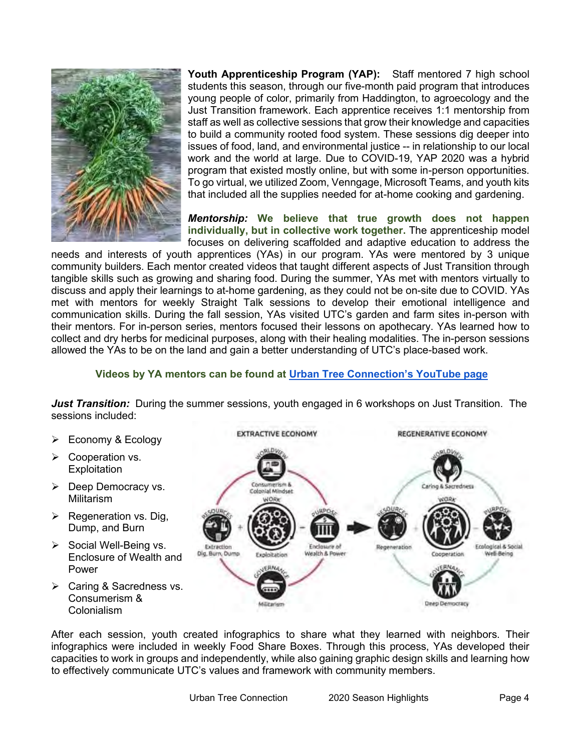**Youth Apprenticeship Program (YAP):** Staff mentored 7 high school students this season, through our five-month paid program that introduces young people of color, primarily from Haddington, to agroecology and the Just Transition framework. Each apprentice receives 1:1 mentorship from staff as well as collective sessions that grow their knowledge and capacities to build a community rooted food system. These sessions dig deeper into issues of food, land, and environmental justice -- in relationship to our local work and the world at large. Due to COVID-19, YAP 2020 was a hybrid program that existed mostly online, but with some in-person opportunities. To go virtual, we utilized Zoom, Venngage, Microsoft Teams, and youth kits that included all the supplies needed for at-home cooking and gardening.

***Mentorship:*** **We believe that true growth does not happen individually, but in collective work together.** The apprenticeship model focuses on delivering scaffolded and adaptive education to address the needs and interests of youth apprentices (YAs) in our program. YAs were mentored by 3 unique community builders. Each mentor created videos that taught different aspects of Just Transition through tangible skills such as growing and sharing food. During the summer, YAs met with mentors virtually to discuss and apply their learnings to at-home gardening, as they could not be on-site due to COVID. YAs met with mentors for weekly Straight Talk sessions to develop their emotional intelligence and communication skills. During the fall session, YAs visited UTC's garden and farm sites in-person with their mentors. For in-person series, mentors focused their lessons on apothecary. YAs learned how to collect and dry herbs for medicinal purposes, along with their healing modalities. The in-person sessions allowed the YAs to be on the land and gain a better understanding of UTC's place-based work.

**Videos by YA mentors can be found at [Urban Tree Connection's YouTube page]()**

***Just Transition:*** During the summer sessions, youth engaged in 6 workshops on Just Transition. The sessions included:

- Economy & Ecology
- Cooperation vs. Exploitation
- Deep Democracy vs. Militarism
- Regeneration vs. Dig, Dump, and Burn
- Social Well-Being vs. Enclosure of Wealth and Power
- Caring & Sacredness vs. Consumerism & Colonialism

After each session, youth created infographics to share what they learned with neighbors. Their infographics were included in weekly Food Share Boxes. Through this process, YAs developed their capacities to work in groups and independently, while also gaining graphic design skills and learning how to effectively communicate UTC's values and framework with community members.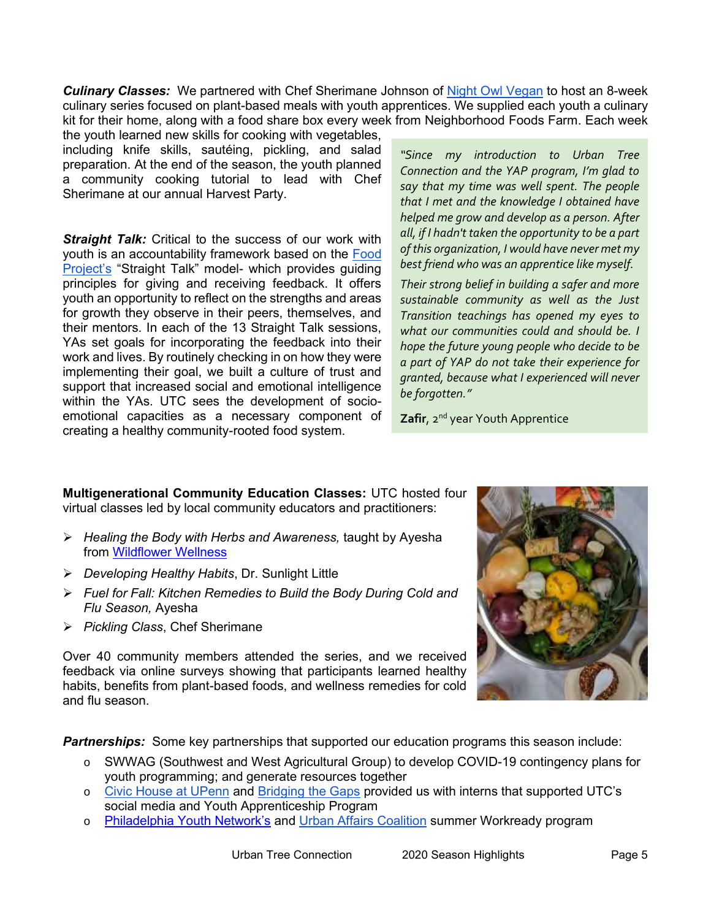***Culinary Classes:*** We partnered with Chef Sherimane Johnson of Night Owl Vegan to host an 8-week culinary series focused on plant-based meals with youth apprentices. We supplied each youth a culinary kit for their home, along with a food share box every week from Neighborhood Foods Farm. Each week the youth learned new skills for cooking with vegetables, including knife skills, sautéing, pickling, and salad preparation. At the end of the season, the youth planned a community cooking tutorial to lead with Chef Sherimane at our annual Harvest Party.

***Straight Talk:*** Critical to the success of our work with youth is an accountability framework based on the Food Project's "Straight Talk" model- which provides guiding principles for giving and receiving feedback. It offers youth an opportunity to reflect on the strengths and areas for growth they observe in their peers, themselves, and their mentors. In each of the 13 Straight Talk sessions, YAs set goals for incorporating the feedback into their work and lives. By routinely checking in on how they were implementing their goal, we built a culture of trust and support that increased social and emotional intelligence within the YAs. UTC sees the development of socio-emotional capacities as a necessary component of creating a healthy community-rooted food system.

> *"Since my introduction to Urban Tree Connection and the YAP program, I'm glad to say that my time was well spent. The people that I met and the knowledge I obtained have helped me grow and develop as a person. After all, if I hadn't taken the opportunity to be a part of this organization, I would have never met my best friend who was an apprentice like myself.*
>
> *Their strong belief in building a safer and more sustainable community as well as the Just Transition teachings has opened my eyes to what our communities could and should be. I hope the future young people who decide to be a part of YAP do not take their experience for granted, because what I experienced will never be forgotten."*
>
> **Zafir**, 2nd year Youth Apprentice

**Multigenerational Community Education Classes:** UTC hosted four virtual classes led by local community educators and practitioners:

- *Healing the Body with Herbs and Awareness,* taught by Ayesha from Wildflower Wellness
- *Developing Healthy Habits*, Dr. Sunlight Little
- *Fuel for Fall: Kitchen Remedies to Build the Body During Cold and Flu Season,* Ayesha
- *Pickling Class*, Chef Sherimane

Over 40 community members attended the series, and we received feedback via online surveys showing that participants learned healthy habits, benefits from plant-based foods, and wellness remedies for cold and flu season.

***Partnerships:*** Some key partnerships that supported our education programs this season include:

- SWWAG (Southwest and West Agricultural Group) to develop COVID-19 contingency plans for youth programming; and generate resources together
- Civic House at UPenn and Bridging the Gaps provided us with interns that supported UTC's social media and Youth Apprenticeship Program
- Philadelphia Youth Network's and Urban Affairs Coalition summer Workready program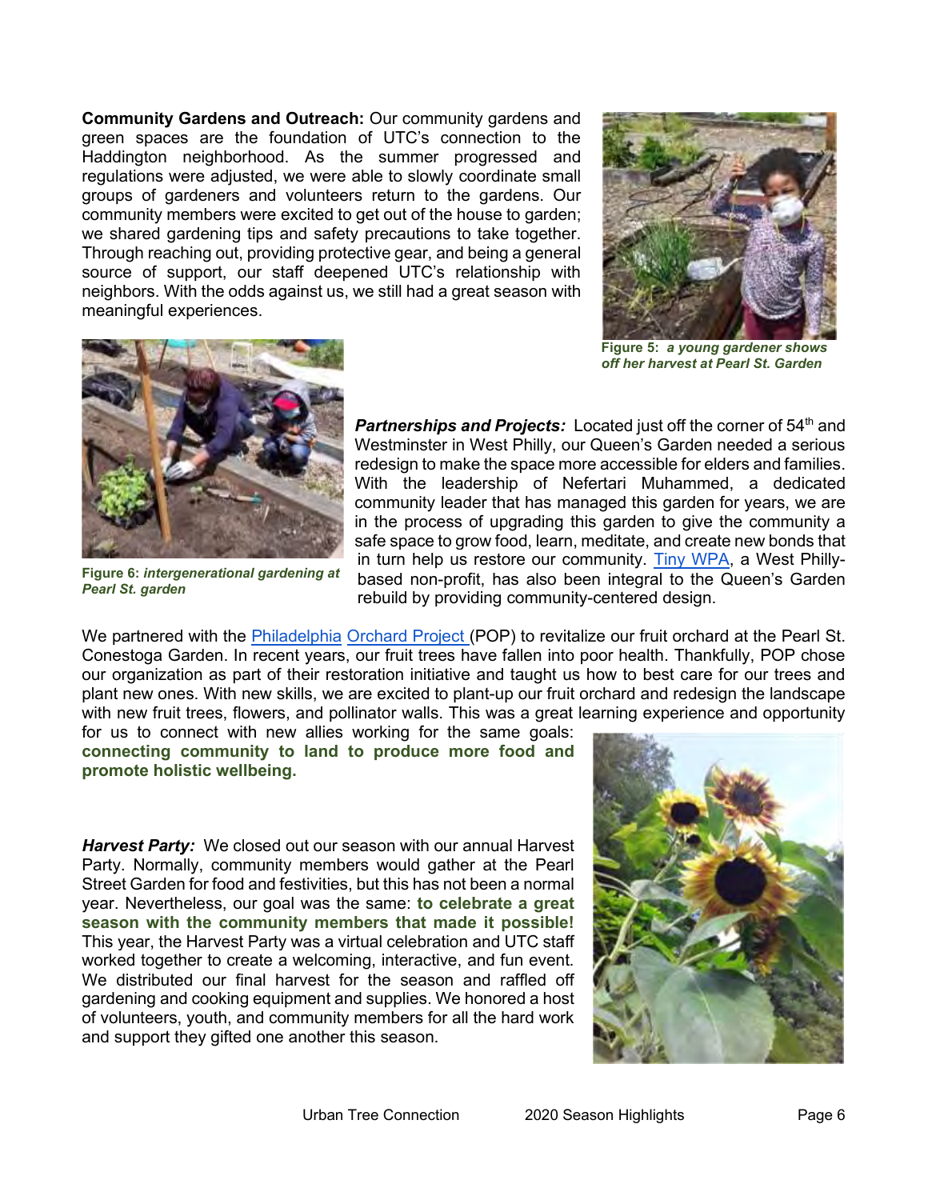**Community Gardens and Outreach:** Our community gardens and green spaces are the foundation of UTC's connection to the Haddington neighborhood. As the summer progressed and regulations were adjusted, we were able to slowly coordinate small groups of gardeners and volunteers return to the gardens. Our community members were excited to get out of the house to garden; we shared gardening tips and safety precautions to take together. Through reaching out, providing protective gear, and being a general source of support, our staff deepened UTC's relationship with neighbors. With the odds against us, we still had a great season with meaningful experiences.

**Figure 5:** ***a young gardener shows off her harvest at Pearl St. Garden***

**Figure 6:** ***intergenerational gardening at Pearl St. garden***

***Partnerships and Projects:*** Located just off the corner of 54th and Westminster in West Philly, our Queen's Garden needed a serious redesign to make the space more accessible for elders and families. With the leadership of Nefertari Muhammed, a dedicated community leader that has managed this garden for years, we are in the process of upgrading this garden to give the community a safe space to grow food, learn, meditate, and create new bonds that in turn help us restore our community. Tiny WPA, a West Philly-based non-profit, has also been integral to the Queen's Garden rebuild by providing community-centered design.

We partnered with the Philadelphia Orchard Project (POP) to revitalize our fruit orchard at the Pearl St. Conestoga Garden. In recent years, our fruit trees have fallen into poor health. Thankfully, POP chose our organization as part of their restoration initiative and taught us how to best care for our trees and plant new ones. With new skills, we are excited to plant-up our fruit orchard and redesign the landscape with new fruit trees, flowers, and pollinator walls. This was a great learning experience and opportunity for us to connect with new allies working for the same goals: **connecting community to land to produce more food and promote holistic wellbeing.**

***Harvest Party:*** We closed out our season with our annual Harvest Party. Normally, community members would gather at the Pearl Street Garden for food and festivities, but this has not been a normal year. Nevertheless, our goal was the same: **to celebrate a great season with the community members that made it possible!** This year, the Harvest Party was a virtual celebration and UTC staff worked together to create a welcoming, interactive, and fun event. We distributed our final harvest for the season and raffled off gardening and cooking equipment and supplies. We honored a host of volunteers, youth, and community members for all the hard work and support they gifted one another this season.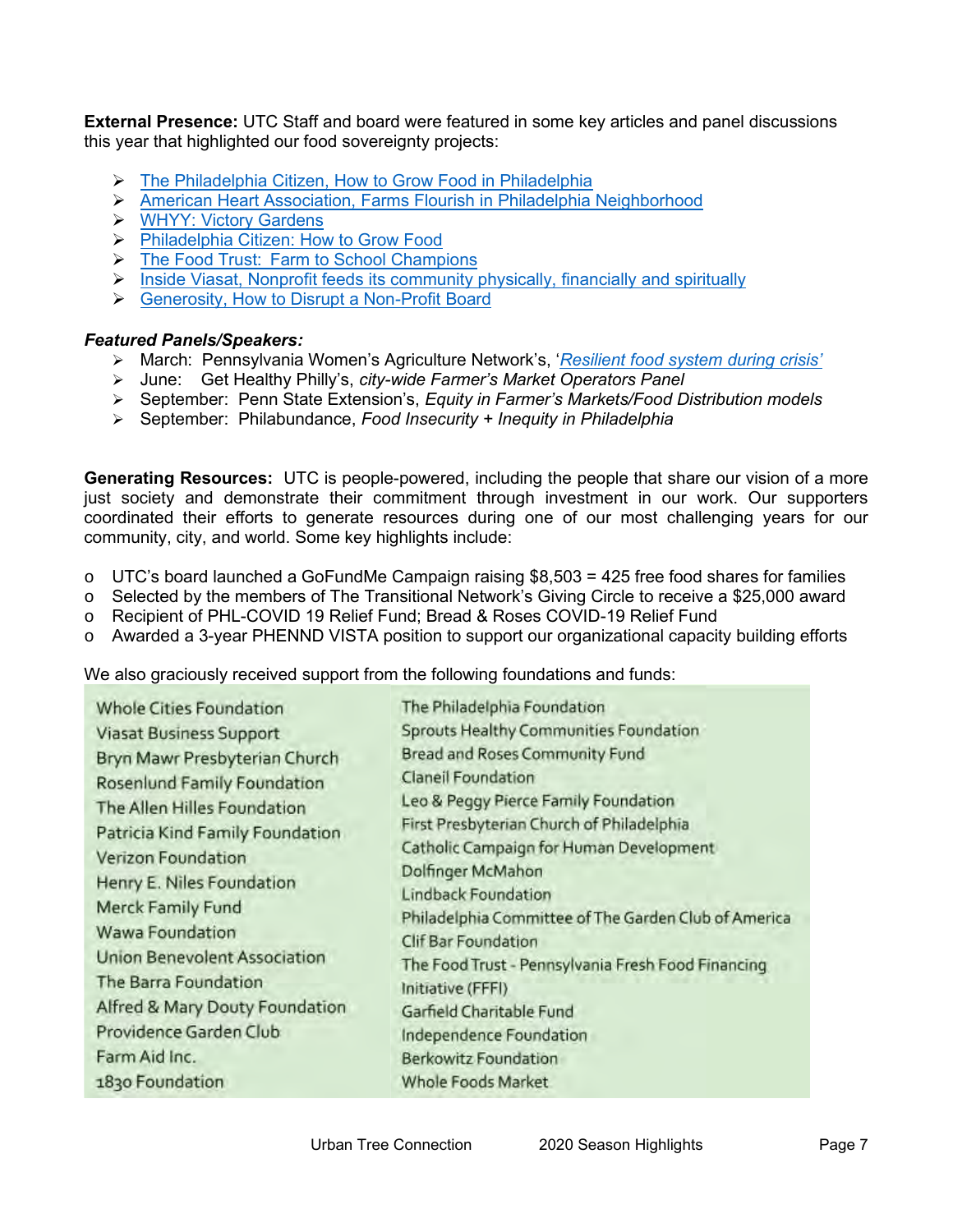**External Presence:** UTC Staff and board were featured in some key articles and panel discussions this year that highlighted our food sovereignty projects:

- The Philadelphia Citizen, How to Grow Food in Philadelphia
- American Heart Association, Farms Flourish in Philadelphia Neighborhood
- WHYY: Victory Gardens
- Philadelphia Citizen: How to Grow Food
- The Food Trust: Farm to School Champions
- Inside Viasat, Nonprofit feeds its community physically, financially and spiritually
- Generosity, How to Disrupt a Non-Profit Board

***Featured Panels/Speakers:***

- March: Pennsylvania Women's Agriculture Network's, '*Resilient food system during crisis'*
- June: Get Healthy Philly's, *city-wide Farmer's Market Operators Panel*
- September: Penn State Extension's, *Equity in Farmer's Markets/Food Distribution models*
- September: Philabundance, *Food Insecurity + Inequity in Philadelphia*

**Generating Resources:** UTC is people-powered, including the people that share our vision of a more just society and demonstrate their commitment through investment in our work. Our supporters coordinated their efforts to generate resources during one of our most challenging years for our community, city, and world. Some key highlights include:

- UTC's board launched a GoFundMe Campaign raising $8,503 = 425 free food shares for families
- Selected by the members of The Transitional Network's Giving Circle to receive a $25,000 award
- Recipient of PHL-COVID 19 Relief Fund; Bread & Roses COVID-19 Relief Fund
- Awarded a 3-year PHENND VISTA position to support our organizational capacity building efforts

We also graciously received support from the following foundations and funds:

| | |
|---|---|
| Whole Cities Foundation | The Philadelphia Foundation |
| Viasat Business Support | Sprouts Healthy Communities Foundation |
| Bryn Mawr Presbyterian Church | Bread and Roses Community Fund |
| Rosenlund Family Foundation | Claneil Foundation |
| The Allen Hilles Foundation | Leo & Peggy Pierce Family Foundation |
| Patricia Kind Family Foundation | First Presbyterian Church of Philadelphia |
| Verizon Foundation | Catholic Campaign for Human Development |
| Henry E. Niles Foundation | Dolfinger McMahon |
| Merck Family Fund | Lindback Foundation |
| Wawa Foundation | Philadelphia Committee of The Garden Club of America |
| Union Benevolent Association | Clif Bar Foundation |
| The Barra Foundation | The Food Trust - Pennsylvania Fresh Food Financing Initiative (FFFI) |
| Alfred & Mary Douty Foundation | Garfield Charitable Fund |
| Providence Garden Club | Independence Foundation |
| Farm Aid Inc. | Berkowitz Foundation |
| 1830 Foundation | Whole Foods Market |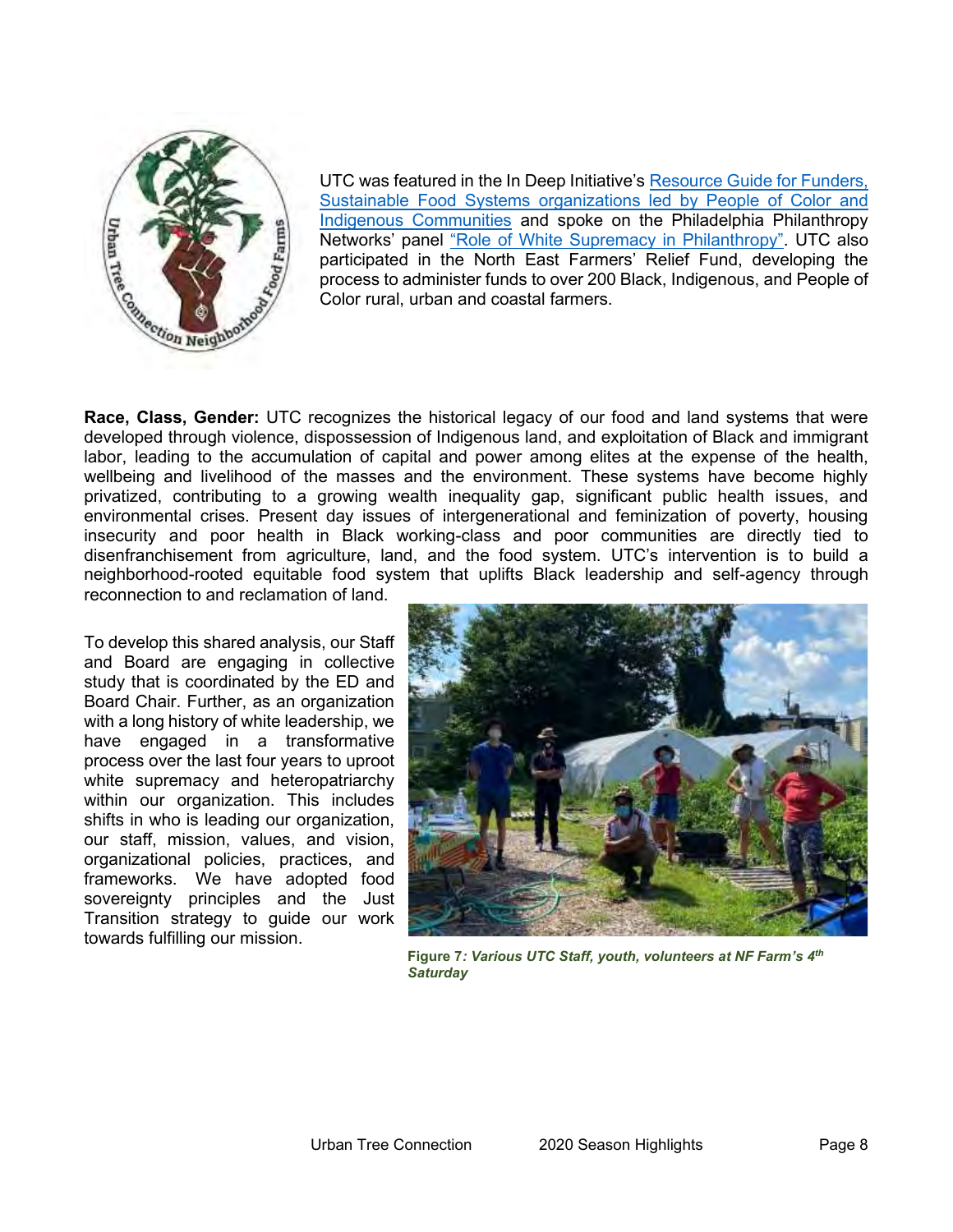UTC was featured in the In Deep Initiative's Resource Guide for Funders, Sustainable Food Systems organizations led by People of Color and Indigenous Communities and spoke on the Philadelphia Philanthropy Networks' panel "Role of White Supremacy in Philanthropy". UTC also participated in the North East Farmers' Relief Fund, developing the process to administer funds to over 200 Black, Indigenous, and People of Color rural, urban and coastal farmers.

**Race, Class, Gender:** UTC recognizes the historical legacy of our food and land systems that were developed through violence, dispossession of Indigenous land, and exploitation of Black and immigrant labor, leading to the accumulation of capital and power among elites at the expense of the health, wellbeing and livelihood of the masses and the environment. These systems have become highly privatized, contributing to a growing wealth inequality gap, significant public health issues, and environmental crises. Present day issues of intergenerational and feminization of poverty, housing insecurity and poor health in Black working-class and poor communities are directly tied to disenfranchisement from agriculture, land, and the food system. UTC's intervention is to build a neighborhood-rooted equitable food system that uplifts Black leadership and self-agency through reconnection to and reclamation of land.

To develop this shared analysis, our Staff and Board are engaging in collective study that is coordinated by the ED and Board Chair. Further, as an organization with a long history of white leadership, we have engaged in a transformative process over the last four years to uproot white supremacy and heteropatriarchy within our organization. This includes shifts in who is leading our organization, our staff, mission, values, and vision, organizational policies, practices, and frameworks. We have adopted food sovereignty principles and the Just Transition strategy to guide our work towards fulfilling our mission.

**Figure 7***: Various UTC Staff, youth, volunteers at NF Farm's 4th Saturday*